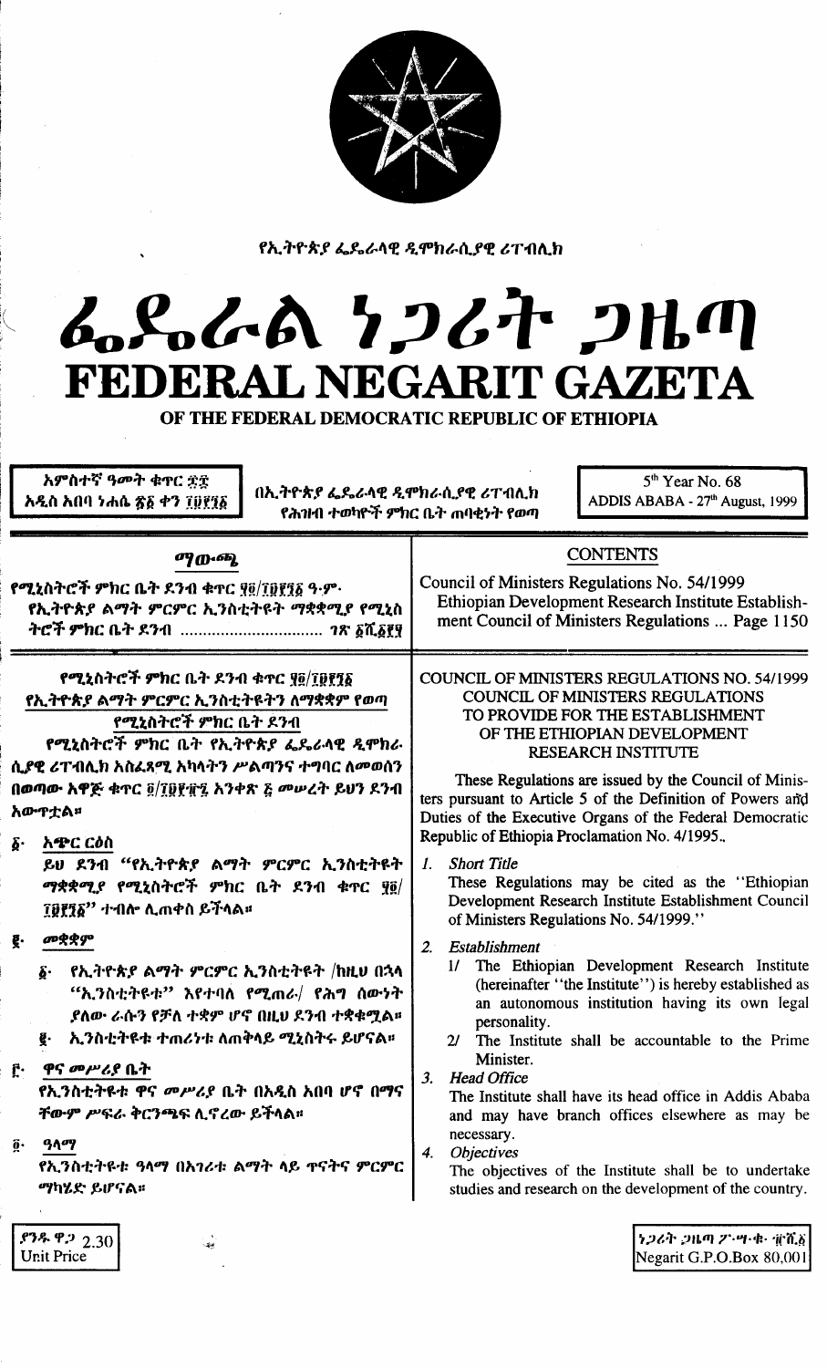የኢትዮጵያ ፌዴራላዊ ዲሞክራሲያዊ ሪፐብሊክ

# ፌዴራል ነጋሪት ጋዜጣ
# FEDERAL NEGARIT GAZETA
## OF THE FEDERAL DEMOCRATIC REPUBLIC OF ETHIOPIA

አምስተኛ ዓመት ቁጥር ፷፰
አዲስ አበባ ነሐሴ ፳፩ ቀን ፲፱፻፺፩

በኢትዮጵያ ፌዴራላዊ ዲሞክራሲያዊ ሪፐብሊክ የሕዝብ ተወካዮች ምክር ቤት ጠባቂነት የወጣ

5[th] Year No. 68
ADDIS ABABA - 27[th] August, 1999

**ማውጫ**

የሚኒስትሮች ምክር ቤት ደንብ ቁጥር ፶፬/፲፱፻፺፩ ዓ.ም.
የኢትዮጵያ ልማት ምርምር ኢንስቲትዩት ማቋቋሚያ የሚኒስትሮች ምክር ቤት ደንብ ................ ገጽ ፩ሺ፩፻፶

**CONTENTS**

Council of Ministers Regulations No. 54/1999
Ethiopian Development Research Institute Establishment Council of Ministers Regulations ... Page 1150

**የሚኒስትሮች ምክር ቤት ደንብ ቁጥር ፶፬/፲፱፻፺፩**
**የኢትዮጵያ ልማት ምርምር ኢንስቲትዩትን ለማቋቋም የወጣ የሚኒስትሮች ምክር ቤት ደንብ**

የሚኒስትሮች ምክር ቤት የኢትዮጵያ ፌዴራላዊ ዲሞክራሲያዊ ሪፐብሊክ አስፈጻሚ አካላትን ሥልጣንና ተግባር ለመወሰን በወጣው አዋጅ ቁጥር ፬/፲፱፻፹፯ አንቀጽ ፭ መሠረት ይህን ደንብ አውጥቷል።

፩· **አጭር ርዕስ**

ይህ ደንብ "የኢትዮጵያ ልማት ምርምር ኢንስቲትዩት ማቋቋሚያ የሚኒስትሮች ምክር ቤት ደንብ ቁጥር ፶፬/፲፱፻፺፩" ተብሎ ሊጠቀስ ይችላል።

፪· **መቋቋም**

፩· የኢትዮጵያ ልማት ምርምር ኢንስቲትዩት /ከዚህ በኋላ "ኢንስቲትዩቱ" እየተባለ የሚጠራ/ የሕግ ሰውነት ያለው ራሱን የቻለ ተቋም ሆኖ በዚህ ደንብ ተቋቁሟል።

፪· ኢንስቲትዩቱ ተጠሪነቱ ለጠቅላይ ሚኒስትሩ ይሆናል።

፫· **ዋና መሥሪያ ቤት**

የኢንስቲትዩቱ ዋና መሥሪያ ቤት በአዲስ አበባ ሆኖ በሌሎች ቦታዎች ቅርንጫፍ ሊኖረው ይችላል።

፬· **ዓላማ**

የኢንስቲትዩቱ ዓላማ በአገሪቱ ልማት ላይ ጥናትና ምርምር ማካሄድ ይሆናል።

**COUNCIL OF MINISTERS REGULATIONS NO. 54/1999**
**COUNCIL OF MINISTERS REGULATIONS TO PROVIDE FOR THE ESTABLISHMENT OF THE ETHIOPIAN DEVELOPMENT RESEARCH INSTITUTE**

These Regulations are issued by the Council of Ministers pursuant to Article 5 of the Definition of Powers and Duties of the Executive Organs of the Federal Democratic Republic of Ethiopia Proclamation No. 4/1995.

1. *Short Title*

These Regulations may be cited as the "Ethiopian Development Research Institute Establishment Council of Ministers Regulations No. 54/1999."

2. *Establishment*

1/ The Ethiopian Development Research Institute (hereinafter "the Institute") is hereby established as an autonomous institution having its own legal personality.

2/ The Institute shall be accountable to the Prime Minister.

3. *Head Office*

The Institute shall have its head office in Addis Ababa and may have branch offices elsewhere as may be necessary.

4. *Objectives*

The objectives of the Institute shall be to undertake studies and research on the development of the country.

ያንዱ ዋጋ 2.30
Unit Price

ነጋሪት ጋዜጣ ፖ.ሣ.ቁ. ፹ሺ፩
Negarit G.P.O.Box 80,001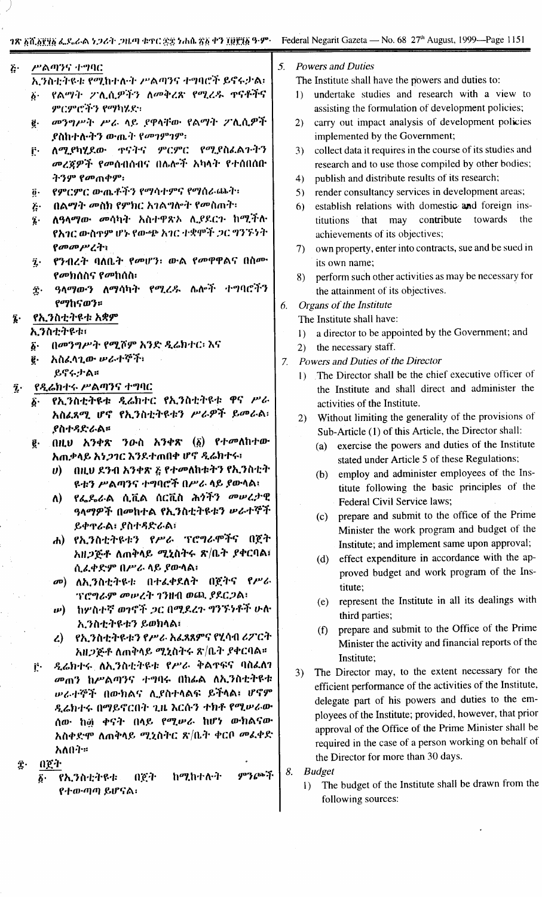፭· ሥልጣንና ተግባር

ኢንስቲትዩቱ የሚከተሉት ሥልጣንና ተግባሮች ይኖሩታል፡

፩· የልማት ፖሊሲዎችን ለመቅረጽ የሚረዱ ጥናቶችና ምርምሮችን የማካሄድ፡

፪· መንግሥት ሥራ ላይ ያዋላቸው የልማት ፖሊሲዎች ያስከተሉትን ውጤት የመገምገም፡

፫· ለሚያካሂደው ጥናትና ምርምር የሚያስፈልጉትን መረጃዎች የመሰብሰብና በሌሎች አካላት የተሰበሰቡትንም የመጠቀም፡

፬· የምርምር ውጤቶችን የማሳተምና የማሰራጨት፡

፭· በልማት መስክ የምክር አገልግሎት የመስጠት፡

፮· ለዓላማው መሳካት አስተዋጽኦ ሊያደርጉ ከሚችሉ የአገር ውስጥም ሆኑ የውጭ አገር ተቋሞች ጋር ግንኙነት የመመሥረት፡

፯· የንብረት ባለቤት የመሆን፡ ውል የመዋዋልና በስሙ የመክሰስና የመከሰስ፡

፰· ዓላማውን ለማሳካት የሚረዱ ሌሎች ተግባሮችን የማከናወን።

፮· የኢንስቲትዩቱ አቋም

ኢንስቲትዩቱ፡

፩· በመንግሥት የሚሾም አንድ ዲሬክተር፡ እና

፪· አስፈላጊው ሠራተኞች፡

ይኖሩታል።

፯· የዲሬክተሩ ሥልጣንና ተግባር

፩· የኢንስቲትዩቱ ዲሬክተር የኢንስቲትዩቱ ዋና ሥራ አስፈጻሚ ሆኖ የኢንስቲትዩቱን ሥራዎች ይመራል፡ ያስተዳድራል።

፪· በዚህ አንቀጽ ንዑስ አንቀጽ (፩) የተመለከተው አጠቃላይ አነጋገር እንደተጠበቀ ሆኖ ዲሬክተሩ፡

ሀ) በዚህ ደንብ አንቀጽ ፭ የተመለከቱትን የኢንስቲትዩቱን ሥልጣንና ተግባሮች በሥራ ላይ ያውላል፡

ለ) የፌዴራል ሲቪል ሰርቪስ ሕጎችን መሠረታዊ ዓላማዎች በመከተል የኢንስቲትዩቱን ሠራተኞች ይቀጥራል፡ ያስተዳድራል፡

ሐ) የኢንስቲትዩቱን የሥራ ፕሮግራሞችና በጀት አዘጋጅቶ ለጠቅላይ ሚኒስትሩ ጽ/ቤት ያቀርባል፡ ሲፈቀድም በሥራ ላይ ያውላል፡

መ) ለኢንስቲትዩቱ በተፈቀደለት በጀትና የሥራ ፕሮግራም መሠረት ገንዘብ ወጪ ያደርጋል፡

ሠ) ከሦስተኛ ወገኖች ጋር በሚደረጉ ግንኙነቶች ሁሉ ኢንስቲትዩቱን ይወክላል፡

ረ) የኢንስቲትዩቱን የሥራ አፈጻጸምና የሂሳብ ሪፖርት አዘጋጅቶ ለጠቅላይ ሚኒስትሩ ጽ/ቤት ያቀርባል።

፫· ዲሬክተሩ ለኢንስቲትዩቱ የሥራ ቅልጥፍና ባስፈለገ መጠን ከሥልጣንና ተግባሩ በከፊል ለኢንስቲትዩቱ ሠራተኞች በውክልና ሊያስተላልፍ ይችላል፡ ሆኖም ዲሬክተሩ በማይኖርበት ጊዜ እርሱን ተክቶ የሚሠራው ሰው ከ፴ ቀናት በላይ የሚሠራ ከሆነ ውክልናው አስቀድሞ ለጠቅላይ ሚኒስትር ጽ/ቤት ቀርቦ መፈቀድ አለበት።

፰· በጀት

፩· የኢንስቲትዩቱ በጀት ከሚከተሉት ምንጮች የተውጣጣ ይሆናል፡

5. *Powers and Duties*

The Institute shall have the powers and duties to:

1) undertake studies and research with a view to assisting the formulation of development policies;
2) carry out impact analysis of development policies implemented by the Government;
3) collect data it requires in the course of its studies and research and to use those compiled by other bodies;
4) publish and distribute results of its research;
5) render consultancy services in development areas;
6) establish relations with domestic and foreign institutions that may contribute towards the achievements of its objectives;
7) own property, enter into contracts, sue and be sued in its own name;
8) perform such other activities as may be necessary for the attainment of its objectives.

6. *Organs of the Institute*

The Institute shall have:

1) a director to be appointed by the Government; and
2) the necessary staff.

7. *Powers and Duties of the Director*

1) The Director shall be the chief executive officer of the Institute and shall direct and administer the activities of the Institute.
2) Without limiting the generality of the provisions of Sub-Article (1) of this Article, the Director shall:
   (a) exercise the powers and duties of the Institute stated under Article 5 of these Regulations;
   (b) employ and administer employees of the Institute following the basic principles of the Federal Civil Service laws;
   (c) prepare and submit to the office of the Prime Minister the work program and budget of the Institute; and implement same upon approval;
   (d) effect expenditure in accordance with the approved budget and work program of the Institute;
   (e) represent the Institute in all its dealings with third parties;
   (f) prepare and submit to the Office of the Prime Minister the activity and financial reports of the Institute;
3) The Director may, to the extent necessary for the efficient performance of the activities of the Institute, delegate part of his powers and duties to the employees of the Institute; provided, however, that prior approval of the Office of the Prime Minister shall be required in the case of a person working on behalf of the Director for more than 30 days.

8. *Budget*

1) The budget of the Institute shall be drawn from the following sources: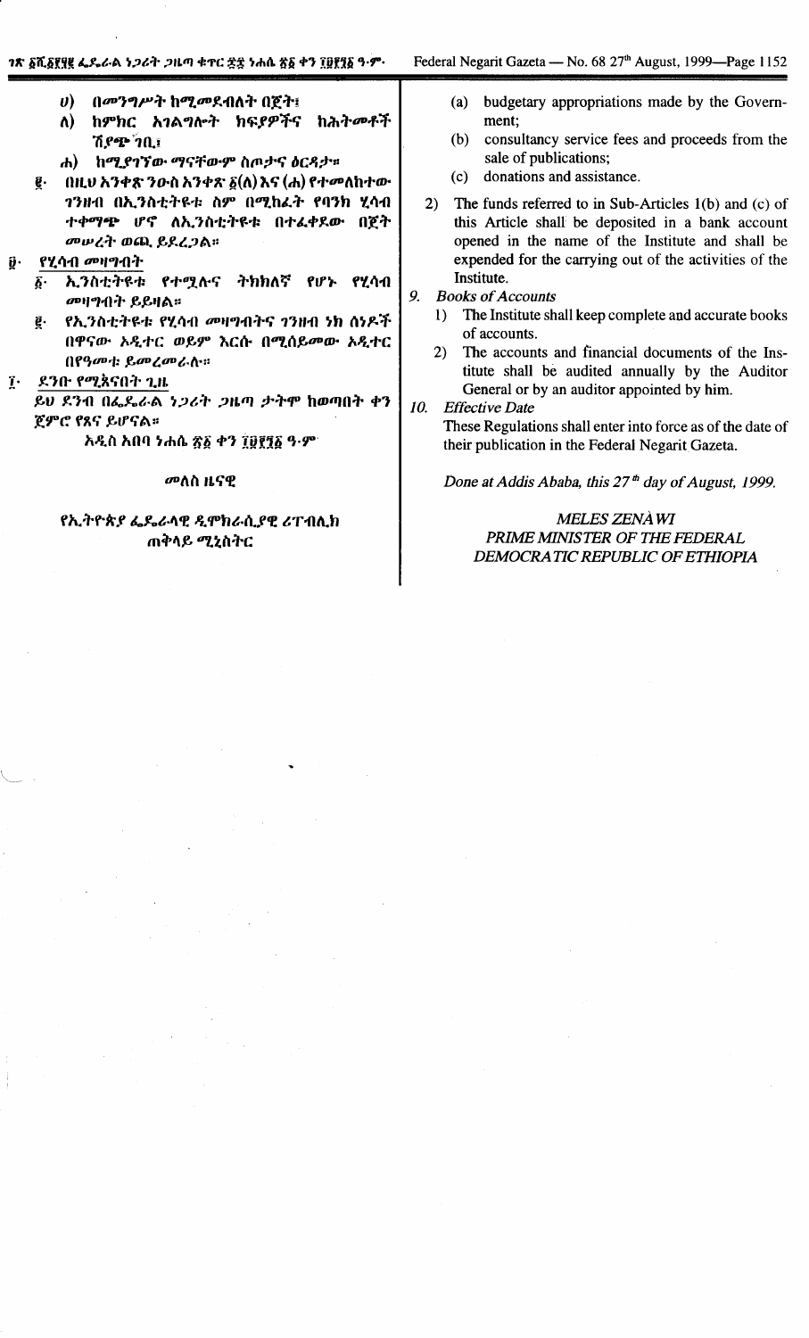ሀ) በመንግሥት ከሚመደብለት በጀት፣

ለ) ከምክር አገልግሎት ክፍያዎችና ከሕትመቶች ሽያጭ ገቢ፣

ሐ) ከሚያገኘው ማናቸውም ስጦታና ዕርዳታ።

፪· በዚህ አንቀጽ ንዑስ አንቀጽ ፩(ለ) እና (ሐ) የተመለከተው ገንዘብ በኢንስቲትዩቱ ስም በሚከፈት የባንክ ሂሳብ ተቀማጭ ሆኖ ለኢንስቲትዩቱ በተፈቀደው በጀት መሠረት ወጪ ይደረጋል።

፱· የሂሳብ መዛግብት

፩· ኢንስቲትዩቱ የተሟሉና ትክክለኛ የሆኑ የሂሳብ መዛግብት ይይዛል።

፪· የኢንስቲትዩቱ የሂሳብ መዛግብትና ገንዘብ ነክ ሰነዶች በዋናው ኦዲተር ወይም እርሱ በሚሰይመው ኦዲተር በየዓመቱ ይመረመራሉ።

፲· ደንቡ የሚጸናበት ጊዜ

ይህ ደንብ በፌዴራል ነጋሪት ጋዜጣ ታትሞ ከወጣበት ቀን ጀምሮ የጸና ይሆናል።

አዲስ አበባ ነሐሴ ፳፩ ቀን ፲፱፻፺፩ ዓ·ም·

መለስ ዜናዊ

የኢትዮጵያ ፌዴራላዊ ዲሞክራሲያዊ ሪፐብሊክ ጠቅላይ ሚኒስትር

(a) budgetary appropriations made by the Government;

(b) consultancy service fees and proceeds from the sale of publications;

(c) donations and assistance.

2) The funds referred to in Sub-Articles 1(b) and (c) of this Article shall be deposited in a bank account opened in the name of the Institute and shall be expended for the carrying out of the activities of the Institute.

9. *Books of Accounts*

1) The Institute shall keep complete and accurate books of accounts.

2) The accounts and financial documents of the Institute shall be audited annually by the Auditor General or by an auditor appointed by him.

10. *Effective Date*

These Regulations shall enter into force as of the date of their publication in the Federal Negarit Gazeta.

*Done at Addis Ababa, this 27th day of August, 1999.*

*MELES ZENÀ WI*
*PRIME MINISTER OF THE FEDERAL DEMOCRATIC REPUBLIC OF ETHIOPIA*